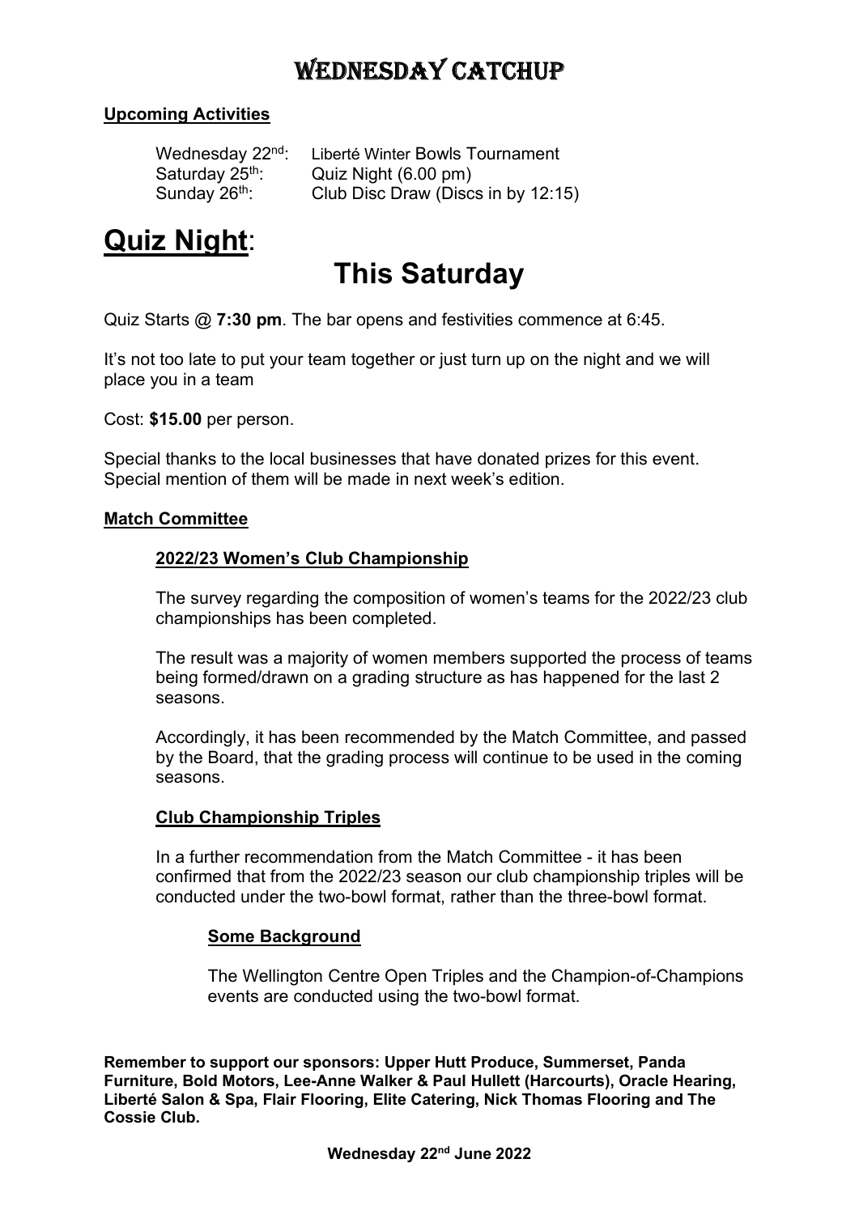# WEDNESDAY CATCHUP

**Upcoming Activities**

| | |
|---|---|
| Wednesday 22nd: | Liberté Winter Bowls Tournament |
| Saturday 25th: | Quiz Night (6.00 pm) |
| Sunday 26th: | Club Disc Draw (Discs in by 12:15) |

# Quiz Night:

## This Saturday

Quiz Starts @ **7:30 pm**. The bar opens and festivities commence at 6:45.

It's not too late to put your team together or just turn up on the night and we will place you in a team

Cost: **$15.00** per person.

Special thanks to the local businesses that have donated prizes for this event. Special mention of them will be made in next week's edition.

**Match Committee**

**2022/23 Women's Club Championship**

The survey regarding the composition of women's teams for the 2022/23 club championships has been completed.

The result was a majority of women members supported the process of teams being formed/drawn on a grading structure as has happened for the last 2 seasons.

Accordingly, it has been recommended by the Match Committee, and passed by the Board, that the grading process will continue to be used in the coming seasons.

**Club Championship Triples**

In a further recommendation from the Match Committee - it has been confirmed that from the 2022/23 season our club championship triples will be conducted under the two-bowl format, rather than the three-bowl format.

**Some Background**

The Wellington Centre Open Triples and the Champion-of-Champions events are conducted using the two-bowl format.

**Remember to support our sponsors: Upper Hutt Produce, Summerset, Panda Furniture, Bold Motors, Lee-Anne Walker & Paul Hullett (Harcourts), Oracle Hearing, Liberté Salon & Spa, Flair Flooring, Elite Catering, Nick Thomas Flooring and The Cossie Club.**

**Wednesday 22nd June 2022**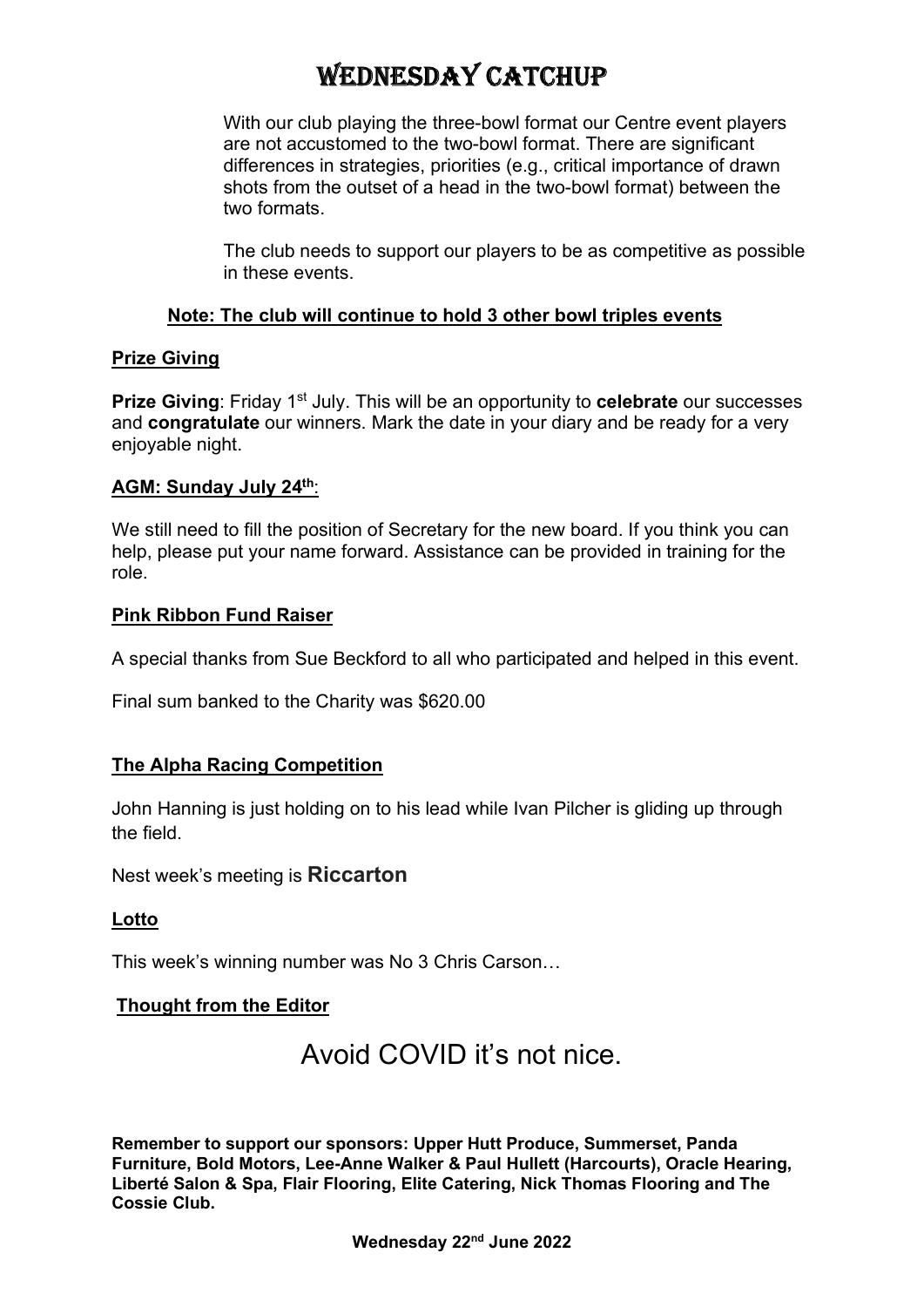# WEDNESDAY CATCHUP

With our club playing the three-bowl format our Centre event players are not accustomed to the two-bowl format. There are significant differences in strategies, priorities (e.g., critical importance of drawn shots from the outset of a head in the two-bowl format) between the two formats.

The club needs to support our players to be as competitive as possible in these events.

**Note: The club will continue to hold 3 other bowl triples events**

**Prize Giving**

**Prize Giving**: Friday 1st July. This will be an opportunity to **celebrate** our successes and **congratulate** our winners. Mark the date in your diary and be ready for a very enjoyable night.

**AGM: Sunday July 24th**:

We still need to fill the position of Secretary for the new board. If you think you can help, please put your name forward. Assistance can be provided in training for the role.

**Pink Ribbon Fund Raiser**

A special thanks from Sue Beckford to all who participated and helped in this event.

Final sum banked to the Charity was $620.00

**The Alpha Racing Competition**

John Hanning is just holding on to his lead while Ivan Pilcher is gliding up through the field.

Nest week's meeting is **Riccarton**

**Lotto**

This week's winning number was No 3 Chris Carson…

**Thought from the Editor**

Avoid COVID it's not nice.

**Remember to support our sponsors: Upper Hutt Produce, Summerset, Panda Furniture, Bold Motors, Lee-Anne Walker & Paul Hullett (Harcourts), Oracle Hearing, Liberté Salon & Spa, Flair Flooring, Elite Catering, Nick Thomas Flooring and The Cossie Club.**

**Wednesday 22nd June 2022**